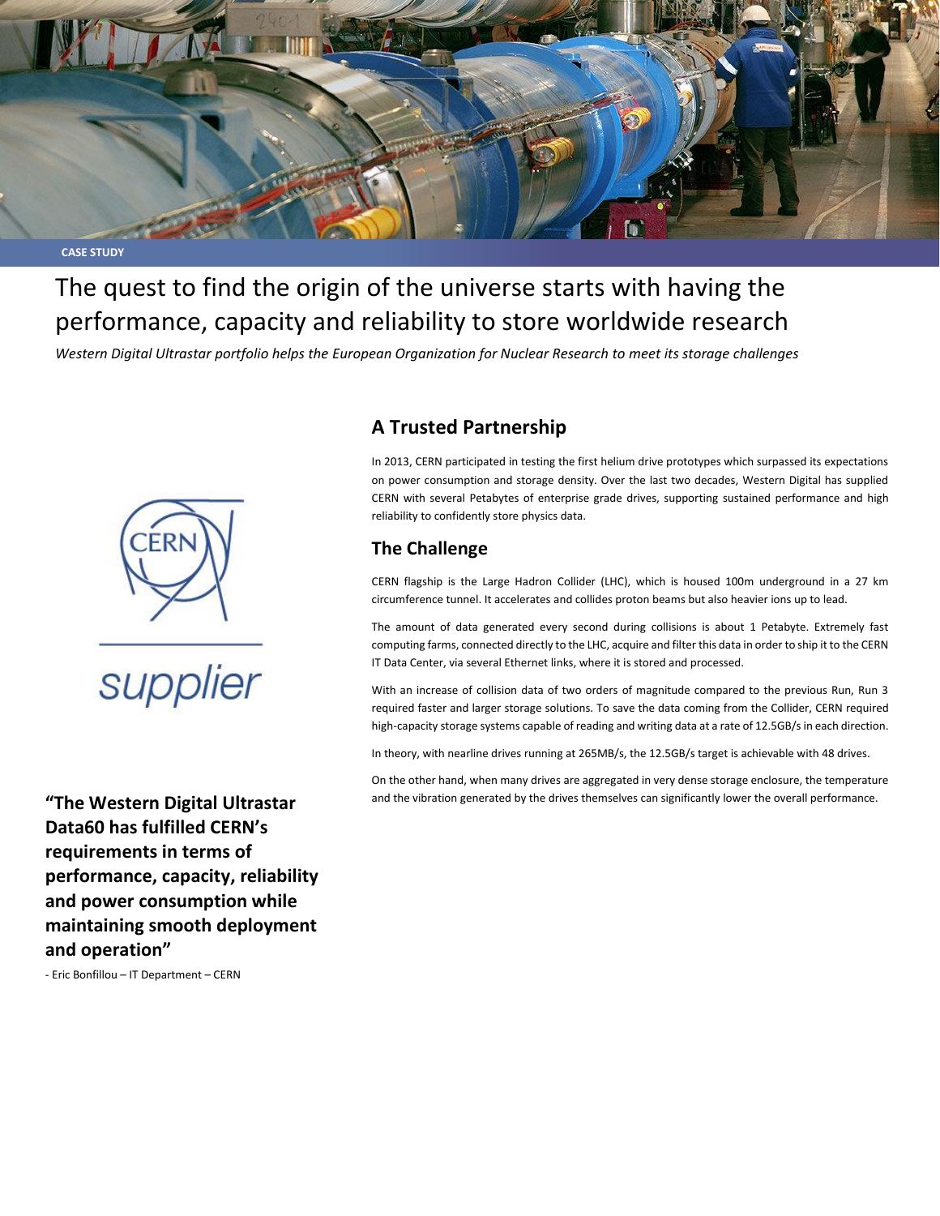CASE STUDY

# The quest to find the origin of the universe starts with having the performance, capacity and reliability to store worldwide research

*Western Digital Ultrastar portfolio helps the European Organization for Nuclear Research to meet its storage challenges*

CERN

supplier

**“The Western Digital Ultrastar Data60 has fulfilled CERN’s requirements in terms of performance, capacity, reliability and power consumption while maintaining smooth deployment and operation”**

- Eric Bonfillou – IT Department – CERN

## A Trusted Partnership

In 2013, CERN participated in testing the first helium drive prototypes which surpassed its expectations on power consumption and storage density. Over the last two decades, Western Digital has supplied CERN with several Petabytes of enterprise grade drives, supporting sustained performance and high reliability to confidently store physics data.

## The Challenge

CERN flagship is the Large Hadron Collider (LHC), which is housed 100m underground in a 27 km circumference tunnel. It accelerates and collides proton beams but also heavier ions up to lead.

The amount of data generated every second during collisions is about 1 Petabyte. Extremely fast computing farms, connected directly to the LHC, acquire and filter this data in order to ship it to the CERN IT Data Center, via several Ethernet links, where it is stored and processed.

With an increase of collision data of two orders of magnitude compared to the previous Run, Run 3 required faster and larger storage solutions. To save the data coming from the Collider, CERN required high-capacity storage systems capable of reading and writing data at a rate of 12.5GB/s in each direction.

In theory, with nearline drives running at 265MB/s, the 12.5GB/s target is achievable with 48 drives.

On the other hand, when many drives are aggregated in very dense storage enclosure, the temperature and the vibration generated by the drives themselves can significantly lower the overall performance.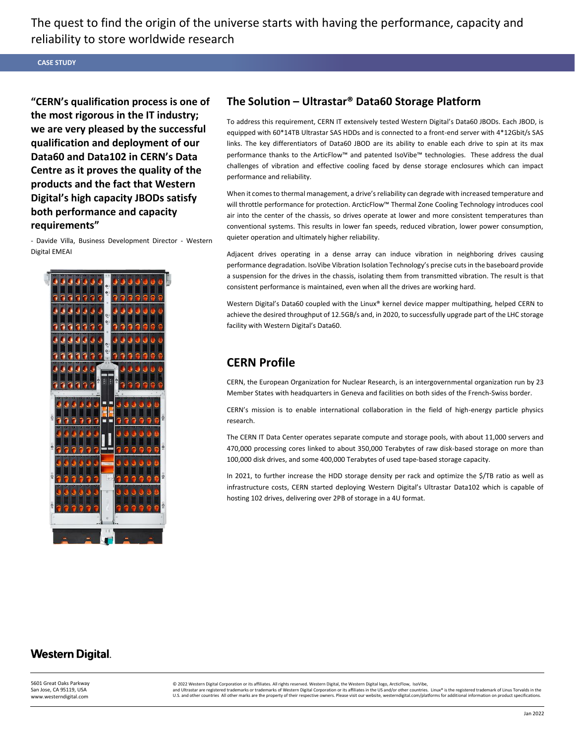The quest to find the origin of the universe starts with having the performance, capacity and reliability to store worldwide research

**CASE STUDY**

**"CERN's qualification process is one of the most rigorous in the IT industry; we are very pleased by the successful qualification and deployment of our Data60 and Data102 in CERN's Data Centre as it proves the quality of the products and the fact that Western Digital's high capacity JBODs satisfy both performance and capacity requirements"**

- Davide Villa, Business Development Director - Western Digital EMEAI

## The Solution – Ultrastar® Data60 Storage Platform

To address this requirement, CERN IT extensively tested Western Digital's Data60 JBODs. Each JBOD, is equipped with 60*14TB Ultrastar SAS HDDs and is connected to a front-end server with 4*12Gbit/s SAS links. The key differentiators of Data60 JBOD are its ability to enable each drive to spin at its max performance thanks to the ArticFlow™ and patented IsoVibe™ technologies. These address the dual challenges of vibration and effective cooling faced by dense storage enclosures which can impact performance and reliability.

When it comes to thermal management, a drive's reliability can degrade with increased temperature and will throttle performance for protection. ArcticFlow™ Thermal Zone Cooling Technology introduces cool air into the center of the chassis, so drives operate at lower and more consistent temperatures than conventional systems. This results in lower fan speeds, reduced vibration, lower power consumption, quieter operation and ultimately higher reliability.

Adjacent drives operating in a dense array can induce vibration in neighboring drives causing performance degradation. IsoVibe Vibration Isolation Technology's precise cuts in the baseboard provide a suspension for the drives in the chassis, isolating them from transmitted vibration. The result is that consistent performance is maintained, even when all the drives are working hard.

Western Digital's Data60 coupled with the Linux® kernel device mapper multipathing, helped CERN to achieve the desired throughput of 12.5GB/s and, in 2020, to successfully upgrade part of the LHC storage facility with Western Digital's Data60.

## CERN Profile

CERN, the European Organization for Nuclear Research, is an intergovernmental organization run by 23 Member States with headquarters in Geneva and facilities on both sides of the French-Swiss border.

CERN's mission is to enable international collaboration in the field of high-energy particle physics research.

The CERN IT Data Center operates separate compute and storage pools, with about 11,000 servers and 470,000 processing cores linked to about 350,000 Terabytes of raw disk-based storage on more than 100,000 disk drives, and some 400,000 Terabytes of used tape-based storage capacity.

In 2021, to further increase the HDD storage density per rack and optimize the $/TB ratio as well as infrastructure costs, CERN started deploying Western Digital's Ultrastar Data102 which is capable of hosting 102 drives, delivering over 2PB of storage in a 4U format.

**Western Digital.**

5601 Great Oaks Parkway
San Jose, CA 95119, USA
www.westerndigital.com

© 2022 Western Digital Corporation or its affiliates. All rights reserved. Western Digital, the Western Digital logo, ArcticFlow, IsoVibe, and Ultrastar are registered trademarks or trademarks of Western Digital Corporation or its affiliates in the US and/or other countries. Linux® is the registered trademark of Linus Torvalds in the U.S. and other countries All other marks are the property of their respective owners. Please visit our website, westerndigital.com/platforms for additional information on product specifications.

Jan 2022